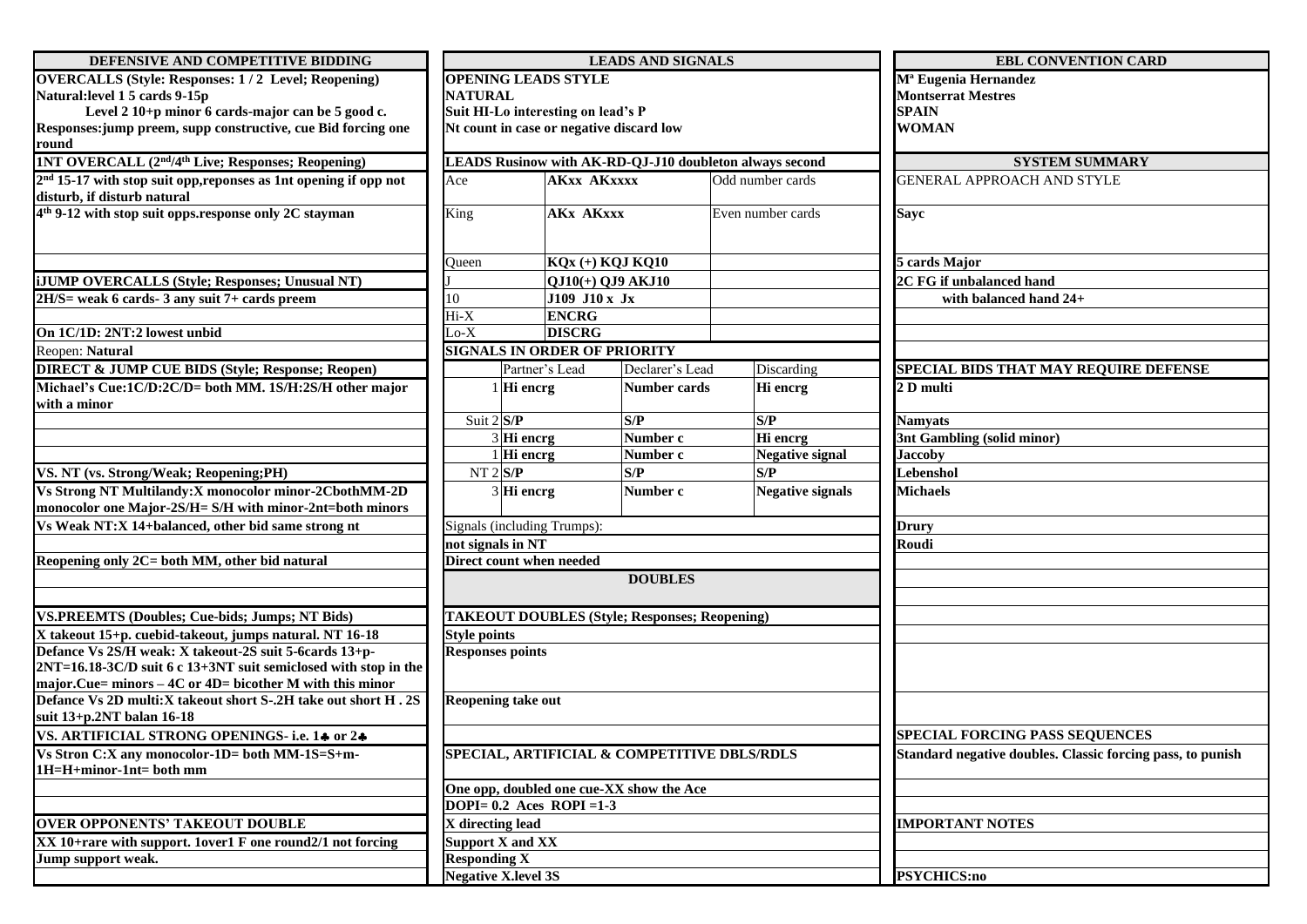## DEFENSIVE AND COMPETITIVE BIDDING

| DEFENSIVE AND COMPETITIVE BIDDING |
|---|
| **OVERCALLS (Style: Responses: 1 / 2 Level; Reopening)** |
| **Natural:level 1 5 cards 9-15p** |
| **Level 2 10+p minor 6 cards-major can be 5 good c.** |
| **Responses:jump preem, supp constructive, cue Bid forcing one round** |
| **1NT OVERCALL (2nd/4th Live; Responses; Reopening)** |
| **2nd 15-17 with stop suit opp,reponses as 1nt opening if opp not disturb, if disturb natural** |
| **4th 9-12 with stop suit opps.response only 2C stayman** |
| |
| **iJUMP OVERCALLS (Style; Responses; Unusual NT)** |
| **2H/S= weak 6 cards- 3 any suit 7+ cards preem** |
| |
| **On 1C/1D: 2NT:2 lowest unbid** |
| Reopen: **Natural** |
| **DIRECT & JUMP CUE BIDS (Style; Response; Reopen)** |
| **Michael's Cue:1C/D:2C/D= both MM. 1S/H:2S/H other major with a minor** |
| |
| |
| |
| **VS. NT (vs. Strong/Weak; Reopening;PH)** |
| **Vs Strong NT Multilandy:X monocolor minor-2CbothMM-2D monocolor one Major-2S/H= S/H with minor-2nt=both minors** |
| **Vs Weak NT:X 14+balanced, other bid same strong nt** |
| |
| **Reopening only 2C= both MM, other bid natural** |
| |
| |
| **VS.PREEMTS (Doubles; Cue-bids; Jumps; NT Bids)** |
| **X takeout 15+p. cuebid-takeout, jumps natural. NT 16-18** |
| **Defance Vs 2S/H weak: X takeout-2S suit 5-6cards 13+p-2NT=16.18-3C/D suit 6 c 13+3NT suit semiclosed with stop in the major.Cue= minors – 4C or 4D= bicother M with this minor** |
| **Defance Vs 2D multi:X takeout short S-.2H take out short H . 2S suit 13+p.2NT balan 16-18** |
| **VS. ARTIFICIAL STRONG OPENINGS- i.e. 1♣ or 2♣** |
| **Vs Stron C:X any monocolor-1D= both MM-1S=S+m-1H=H+minor-1nt= both mm** |
| |
| |
| **OVER OPPONENTS' TAKEOUT DOUBLE** |
| **XX 10+rare with support. 1over1 F one round2/1 not forcing** |
| **Jump support weak.** |

## LEADS AND SIGNALS

| LEADS AND SIGNALS | | | |
|---|---|---|---|
| **OPENING LEADS STYLE** | | | |
| **NATURAL** | | | |
| **Suit HI-Lo interesting on lead's P** | | | |
| **Nt count in case or negative discard low** | | | |
| **LEADS Rusinow with AK-RD-QJ-J10 doubleton always second** | | | |
| Ace | **AKxx AKxxxx** | Odd number cards | |
| King | **AKx AKxxx** | Even number cards | |
| Queen | **KQx (+) KQJ KQ10** | | |
| J | **QJ10(+) QJ9 AKJ10** | | |
| 10 | **J109 J10 x Jx** | | |
| Hi-X | **ENCRG** | | |
| Lo-X | **DISCRG** | | |
| **SIGNALS IN ORDER OF PRIORITY** | | | |
| | Partner's Lead | Declarer's Lead | Discarding |
| 1 | **Hi encrg** | **Number cards** | **Hi encrg** |
| Suit 2 | **S/P** | **S/P** | **S/P** |
| 3 | **Hi encrg** | **Number c** | **Hi encrg** |
| 1 | **Hi encrg** | **Number c** | **Negative signal** |
| NT 2 | **S/P** | **S/P** | **S/P** |
| 3 | **Hi encrg** | **Number c** | **Negative signals** |
| Signals (including Trumps): | | | |
| **not signals in NT** | | | |
| **Direct count when needed** | | | |

## DOUBLES

| DOUBLES |
|---|
| **TAKEOUT DOUBLES (Style; Responses; Reopening)** |
| **Style points** |
| **Responses points** |
| **Reopening take out** |
| |
| **SPECIAL, ARTIFICIAL & COMPETITIVE DBLS/RDLS** |
| **One opp, doubled one cue-XX show the Ace** |
| **DOPI= 0.2 Aces ROPI =1-3** |
| **X directing lead** |
| **Support X and XX** |
| **Responding X** |
| **Negative X.level 3S** |

## EBL CONVENTION CARD

**Mª Eugenia Hernandez**
**Montserrat Mestres**
**SPAIN**
**WOMAN**

| SYSTEM SUMMARY |
|---|
| GENERAL APPROACH AND STYLE |
| **Sayc** |
| **5 cards Major** |
| **2C FG if unbalanced hand** |
| **with balanced hand 24+** |
| |
| |
| **SPECIAL BIDS THAT MAY REQUIRE DEFENSE** |
| **2 D multi** |
| |
| **Namyats** |
| **3nt Gambling (solid minor)** |
| **Jaccoby** |
| **Lebenshol** |
| **Michaels** |
| **Drury** |
| **Roudi** |
| |
| **SPECIAL FORCING PASS SEQUENCES** |
| **Standard negative doubles. Classic forcing pass, to punish** |
| |
| **IMPORTANT NOTES** |
| |
| **PSYCHICS:no** |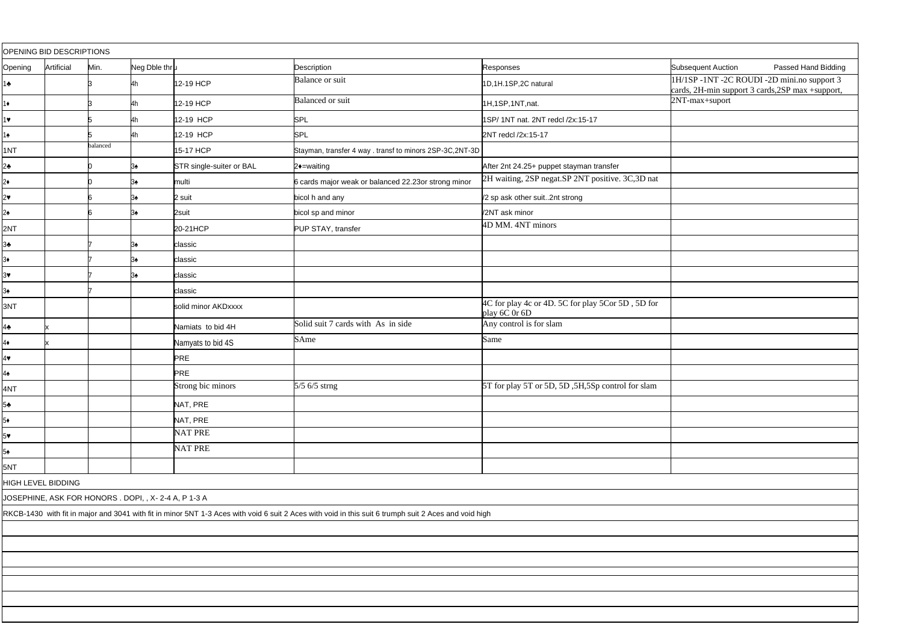OPENING BID DESCRIPTIONS

| Opening | Artificial | Min. | Neg Dble thru | | Description | Responses | Subsequent Auction | Passed Hand Bidding |
|---|---|---|---|---|---|---|---|---|
| 1♣ | | 3 | 4h | 12-19 HCP | Balance or suit | 1D,1H.1SP,2C natural | 1H/1SP -1NT -2C ROUDI -2D mini.no support 3 cards, 2H-min support 3 cards,2SP max +support, | |
| 1♦ | | 3 | 4h | 12-19 HCP | Balanced or suit | 1H,1SP,1NT,nat. | 2NT-max+suport | |
| 1♥ | | 5 | 4h | 12-19 HCP | SPL | 1SP/ 1NT nat. 2NT redcl /2x:15-17 | | |
| 1♠ | | 5 | 4h | 12-19 HCP | SPL | 2NT redcl /2x:15-17 | | |
| 1NT | | balanced | | 15-17 HCP | Stayman, transfer 4 way . transf to minors 2SP-3C,2NT-3D | | | |
| 2♣ | | 0 | 3♠ | STR single-suiter or BAL | 2♦=waiting | After 2nt 24.25+ puppet stayman transfer | | |
| 2♦ | | 0 | 3♠ | multi | 6 cards major weak or balanced 22.23or strong minor | 2H waiting, 2SP negat.SP 2NT positive. 3C,3D nat | | |
| 2♥ | | 6 | 3♠ | 2 suit | bicol h and any | /2 sp ask other suit..2nt strong | | |
| 2♠ | | 6 | 3♠ | 2suit | bicol sp and minor | /2NT ask minor | | |
| 2NT | | | | 20-21HCP | PUP STAY, transfer | 4D MM. 4NT minors | | |
| 3♣ | | 7 | 3♠ | classic | | | | |
| 3♦ | | 7 | 3♠ | classic | | | | |
| 3♥ | | 7 | 3♠ | classic | | | | |
| 3♠ | | 7 | | classic | | | | |
| 3NT | | | | solid minor AKDxxxx | | 4C for play 4c or 4D. 5C for play 5Cor 5D , 5D for play 6C 0r 6D | | |
| 4♣ | x | | | Namiats to bid 4H | Solid suit 7 cards with As in side | Any control is for slam | | |
| 4♦ | x | | | Namyats to bid 4S | SAme | Same | | |
| 4♥ | | | | PRE | | | | |
| 4♠ | | | | PRE | | | | |
| 4NT | | | | Strong bic minors | 5/5 6/5 strng | 5T for play 5T or 5D, 5D ,5H,5Sp control for slam | | |
| 5♣ | | | | NAT, PRE | | | | |
| 5♦ | | | | NAT, PRE | | | | |
| 5♥ | | | | NAT PRE | | | | |
| 5♠ | | | | NAT PRE | | | | |
| 5NT | | | | | | | | |

HIGH LEVEL BIDDING

JOSEPHINE, ASK FOR HONORS . DOPI, , X- 2-4 A, P 1-3 A

RKCB-1430 with fit in major and 3041 with fit in minor 5NT 1-3 Aces with void 6 suit 2 Aces with void in this suit 6 trumph suit 2 Aces and void high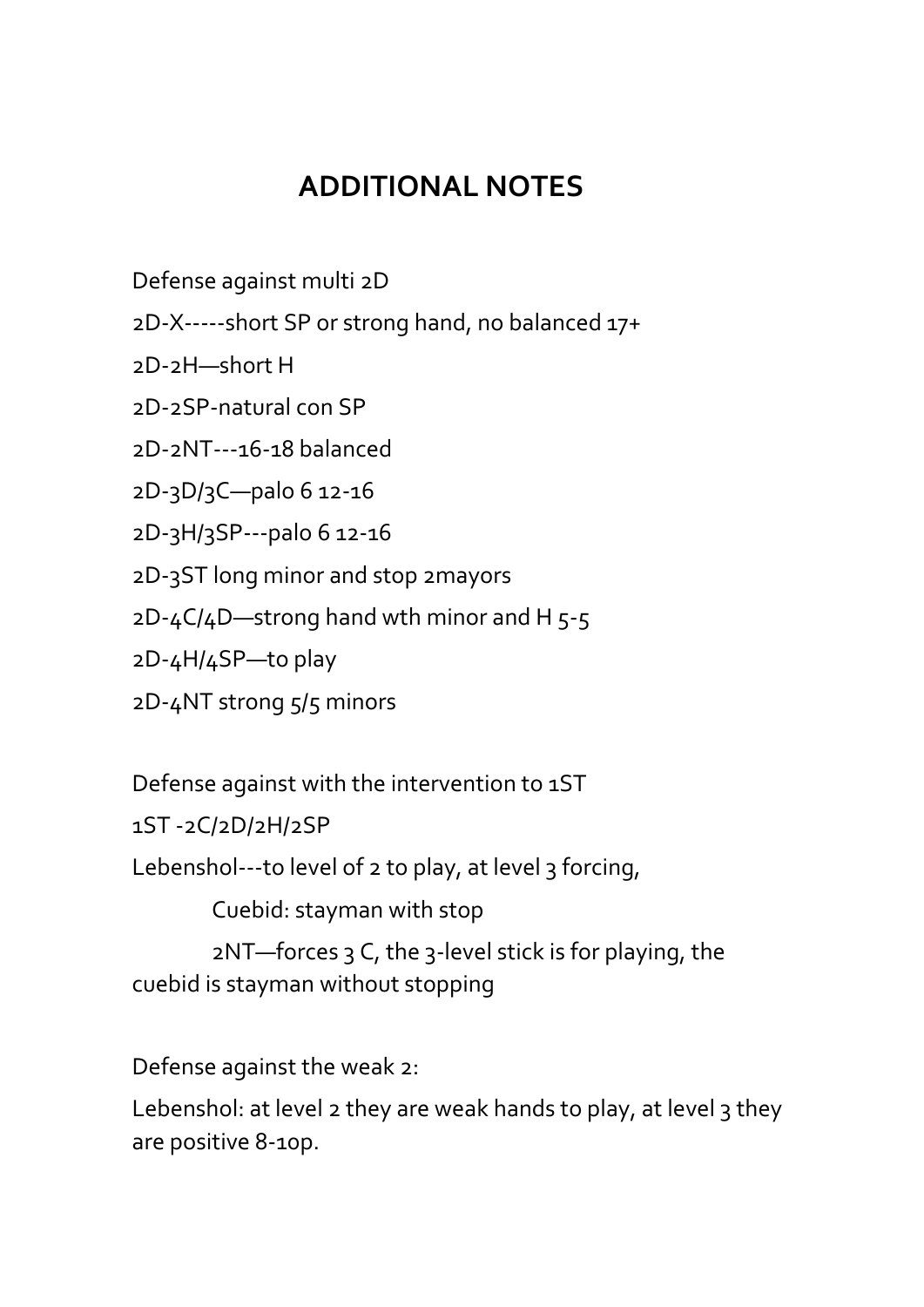# ADDITIONAL NOTES

Defense against multi 2D

2D-X-----short SP or strong hand, no balanced 17+

2D-2H—short H

2D-2SP-natural con SP

2D-2NT---16-18 balanced

2D-3D/3C—palo 6 12-16

2D-3H/3SP---palo 6 12-16

2D-3ST long minor and stop 2mayors

2D-4C/4D—strong hand wth minor and H 5-5

2D-4H/4SP—to play

2D-4NT strong 5/5 minors

Defense against with the intervention to 1ST

1ST -2C/2D/2H/2SP

Lebenshol---to level of 2 to play, at level 3 forcing,

Cuebid: stayman with stop

2NT—forces 3 C, the 3-level stick is for playing, the cuebid is stayman without stopping

Defense against the weak 2:

Lebenshol: at level 2 they are weak hands to play, at level 3 they are positive 8-10p.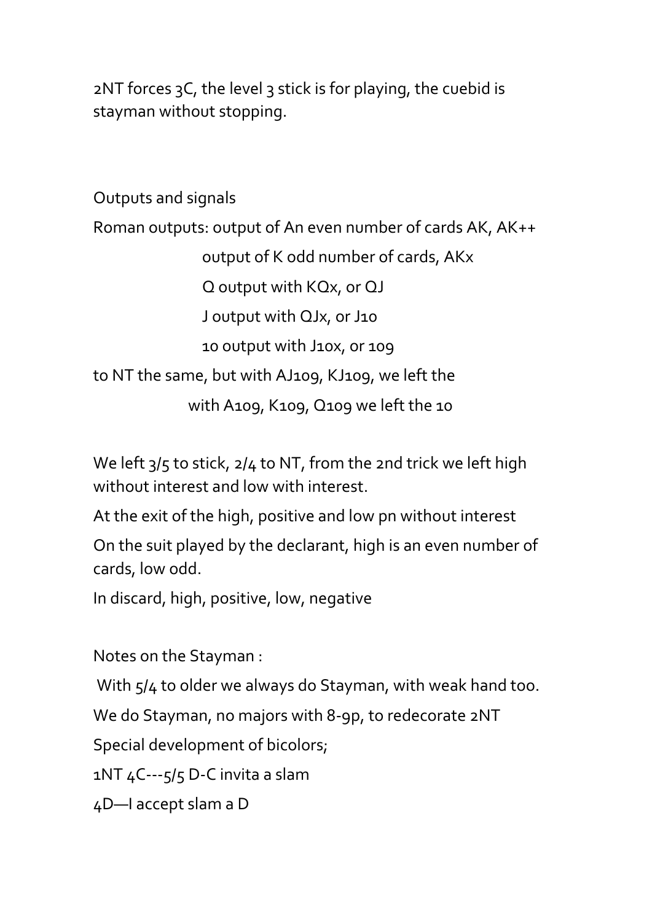2NT forces 3C, the level 3 stick is for playing, the cuebid is stayman without stopping.

Outputs and signals

Roman outputs: output of An even number of cards AK, AK++

output of K odd number of cards, AKx

Q output with KQx, or QJ

J output with QJx, or J10

10 output with J10x, or 109

to NT the same, but with AJ109, KJ109, we left the

with A109, K109, Q109 we left the 10

We left 3/5 to stick, 2/4 to NT, from the 2nd trick we left high without interest and low with interest.

At the exit of the high, positive and low pn without interest

On the suit played by the declarant, high is an even number of cards, low odd.

In discard, high, positive, low, negative

Notes on the Stayman :

With 5/4 to older we always do Stayman, with weak hand too.

We do Stayman, no majors with 8-9p, to redecorate 2NT

Special development of bicolors;

1NT 4C---5/5 D-C invita a slam

4D—I accept slam a D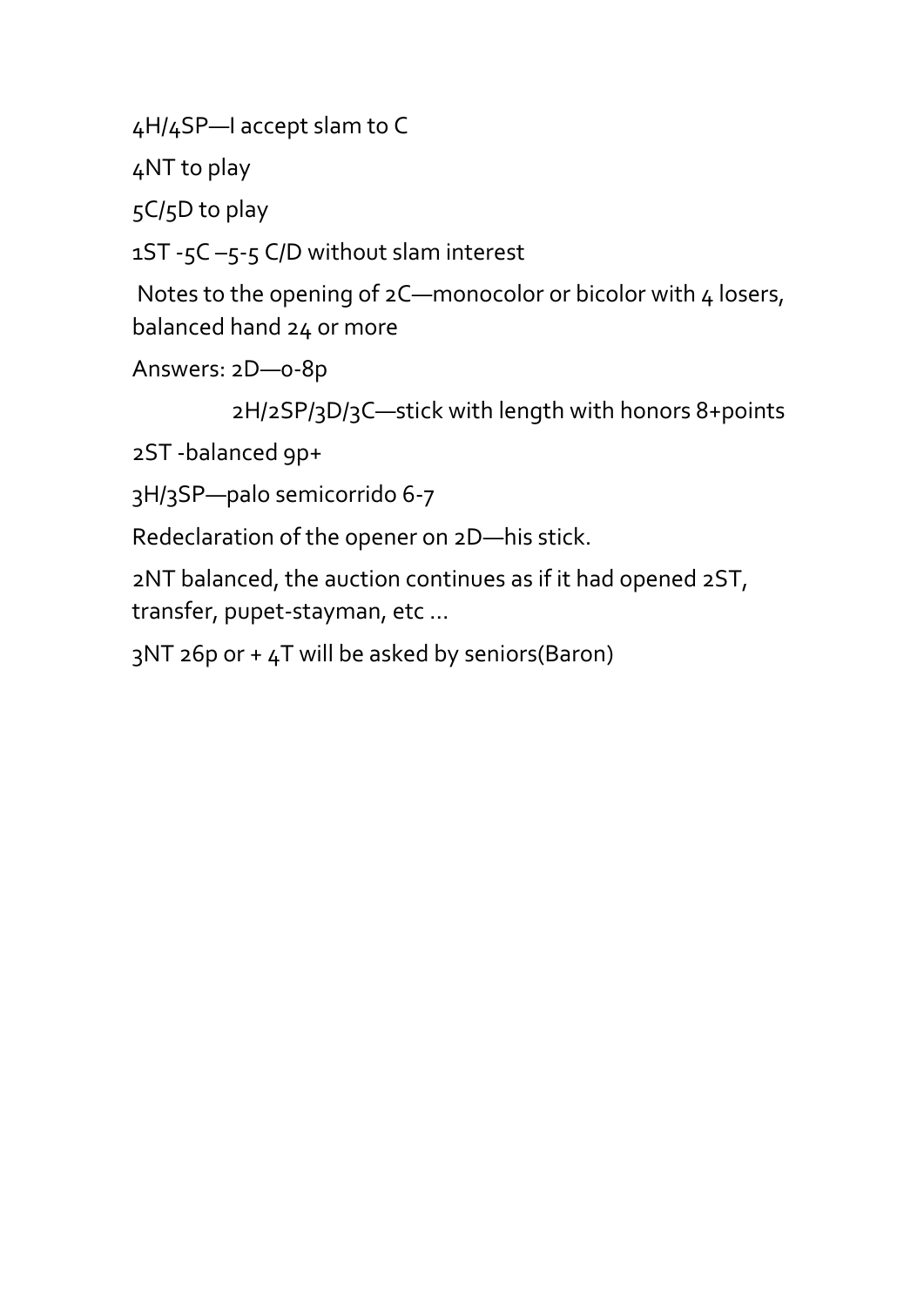4H/4SP—I accept slam to C

4NT to play

5C/5D to play

1ST -5C –5-5 C/D without slam interest

Notes to the opening of 2C—monocolor or bicolor with 4 losers, balanced hand 24 or more

Answers: 2D—0-8p

2H/2SP/3D/3C—stick with length with honors 8+points

2ST -balanced 9p+

3H/3SP—palo semicorrido 6-7

Redeclaration of the opener on 2D—his stick.

2NT balanced, the auction continues as if it had opened 2ST, transfer, pupet-stayman, etc ...

3NT 26p or + 4T will be asked by seniors(Baron)